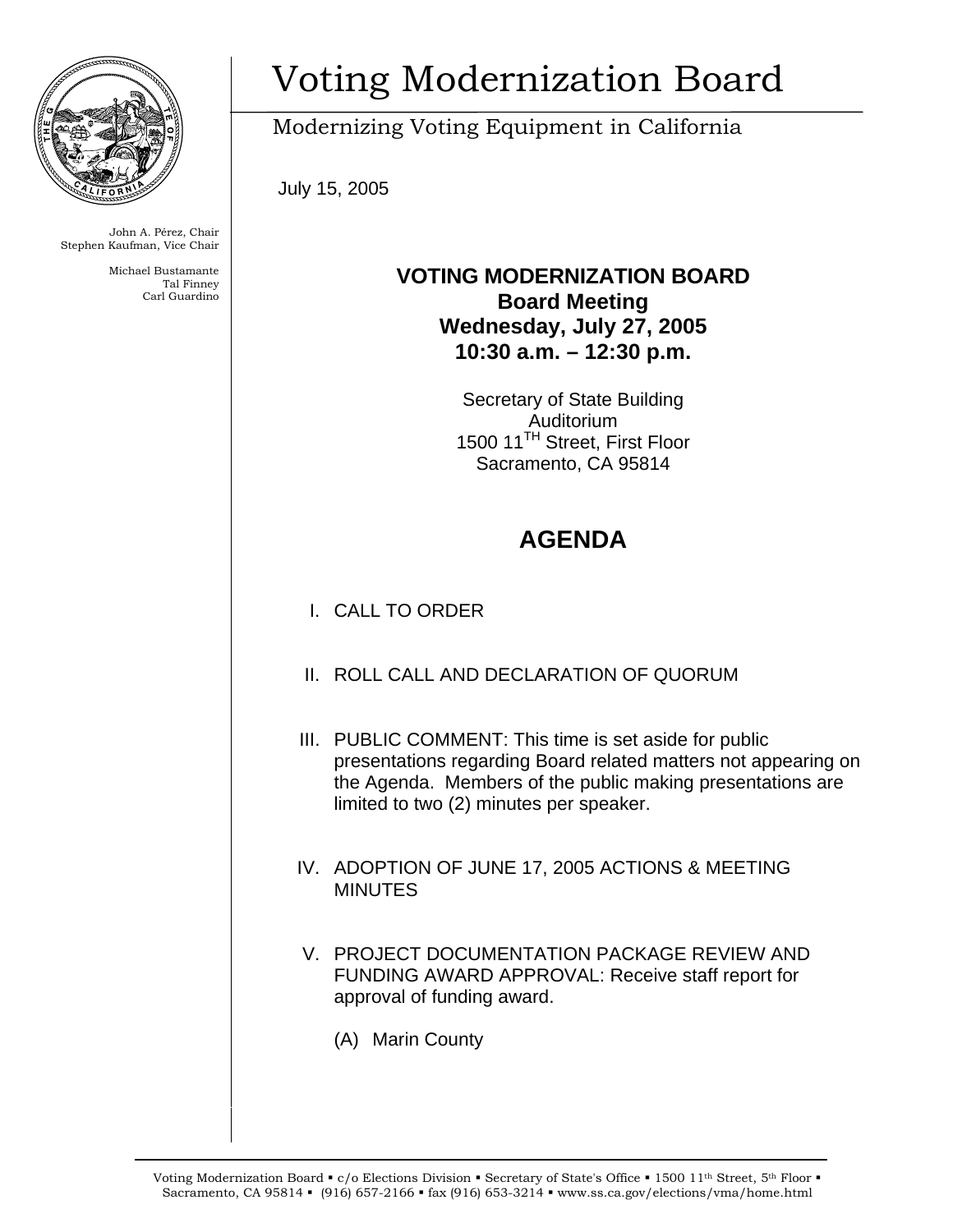# Voting Modernization Board

Modernizing Voting Equipment in California

July 15, 2005

John A. Pérez, Chair
Stephen Kaufman, Vice Chair

Michael Bustamante
Tal Finney
Carl Guardino

**VOTING MODERNIZATION BOARD**
**Board Meeting**
**Wednesday, July 27, 2005**
**10:30 a.m. – 12:30 p.m.**

Secretary of State Building
Auditorium
1500 11TH Street, First Floor
Sacramento, CA 95814

## AGENDA

I. CALL TO ORDER

II. ROLL CALL AND DECLARATION OF QUORUM

III. PUBLIC COMMENT: This time is set aside for public presentations regarding Board related matters not appearing on the Agenda. Members of the public making presentations are limited to two (2) minutes per speaker.

IV. ADOPTION OF JUNE 17, 2005 ACTIONS & MEETING MINUTES

V. PROJECT DOCUMENTATION PACKAGE REVIEW AND FUNDING AWARD APPROVAL: Receive staff report for approval of funding award.

   (A) Marin County

Voting Modernization Board ▪ c/o Elections Division ▪ Secretary of State's Office ▪ 1500 11th Street, 5th Floor ▪ Sacramento, CA 95814 ▪ (916) 657-2166 ▪ fax (916) 653-3214 ▪ www.ss.ca.gov/elections/vma/home.html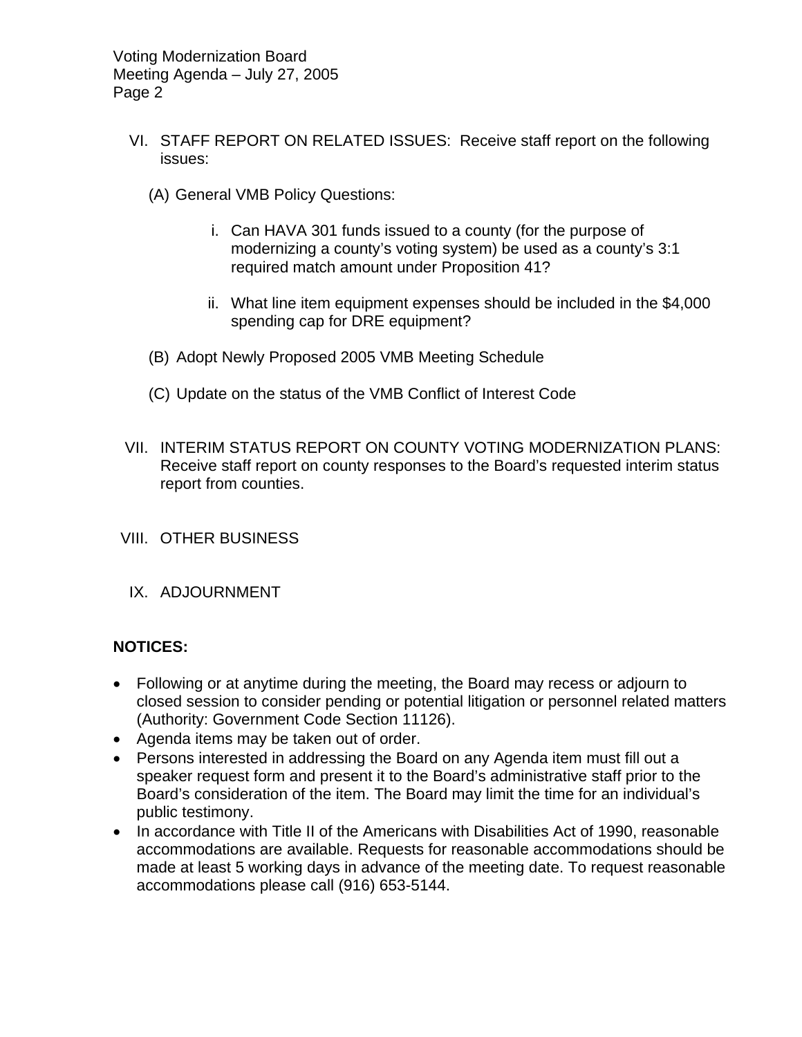VI. STAFF REPORT ON RELATED ISSUES: Receive staff report on the following issues:

(A) General VMB Policy Questions:

i. Can HAVA 301 funds issued to a county (for the purpose of modernizing a county's voting system) be used as a county's 3:1 required match amount under Proposition 41?

ii. What line item equipment expenses should be included in the $4,000 spending cap for DRE equipment?

(B) Adopt Newly Proposed 2005 VMB Meeting Schedule

(C) Update on the status of the VMB Conflict of Interest Code

VII. INTERIM STATUS REPORT ON COUNTY VOTING MODERNIZATION PLANS: Receive staff report on county responses to the Board's requested interim status report from counties.

VIII. OTHER BUSINESS

IX. ADJOURNMENT

**NOTICES:**

- Following or at anytime during the meeting, the Board may recess or adjourn to closed session to consider pending or potential litigation or personnel related matters (Authority: Government Code Section 11126).
- Agenda items may be taken out of order.
- Persons interested in addressing the Board on any Agenda item must fill out a speaker request form and present it to the Board's administrative staff prior to the Board's consideration of the item. The Board may limit the time for an individual's public testimony.
- In accordance with Title II of the Americans with Disabilities Act of 1990, reasonable accommodations are available. Requests for reasonable accommodations should be made at least 5 working days in advance of the meeting date. To request reasonable accommodations please call (916) 653-5144.